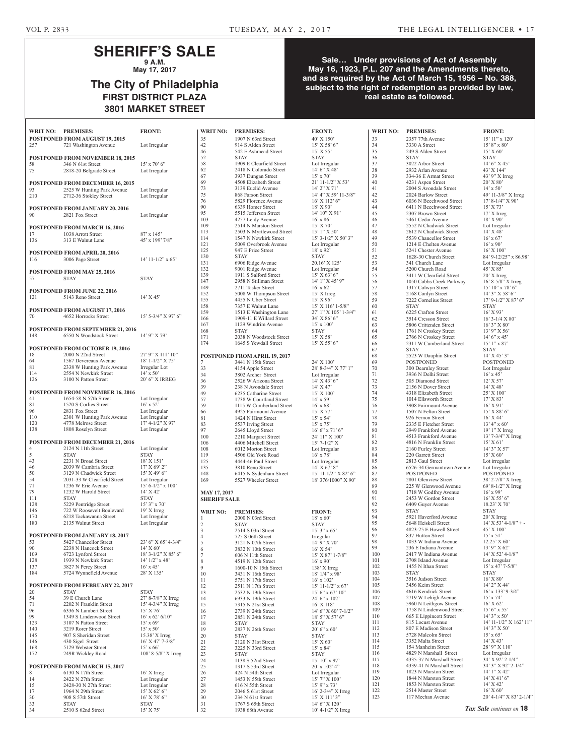# SHERIFF'S SALE

**9 A.M.**

**May 17, 2017**

## The City of Philadelphia

### FIRST DISTRICT PLAZA

### 3801 MARKET STREET

**Sale… Under provisions of Act of Assembly May 16, 1923, P.L. 207 and the Amendments thereto, and as required by the Act of March 15, 1956 – No. 388, subject to the right of redemption as provided by law, real estate as followed.**

| WRIT NO: | PREMISES: | FRONT: |
|---|---|---|
| **POSTPONED FROM AUGUST 19, 2015** | | |
| 257 | 721 Washington Avenue | Lot Irregular |
| **POSTPONED FROM NOVEMBER 18, 2015** | | |
| 58 | 346 N 61st Street | 15' x 70' 6" |
| 75 | 2818-20 Belgrade Street | Lot Irregular |
| **POSTPONED FROM DECEMBER 16, 2015** | | |
| 93 | 2525 W Hunting Park Avenue | Lot Irregular |
| 210 | 2712-36 Stokley Street | Lot Irregular |
| **POSTPONED FROM JANUARY 20, 2016** | | |
| 90 | 2821 Fox Street | Lot Irregular |
| **POSTPONED FROM MARCH 16, 2016** | | |
| 17 | 1038 Arrott Street | 87' x 145' |
| 136 | 313 E Walnut Lane | 45' x 199' 7/8" |
| **POSTPONED FROM APRIL 20, 2016** | | |
| 116 | 3006 Page Street | 14' 11-1/2" x 65' |
| **POSTPONED FROM MAY 25, 2016** | | |
| 57 | STAY | STAY |
| **POSTPONED FROM JUNE 22, 2016** | | |
| 121 | 5143 Reno Street | 14' X 45' |
| **POSTPONED FROM AUGUST 17, 2016** | | |
| 70 | 4652 Horrocks Street | 15' 5-3/4" X 97' 6" |
| **POSTPONED FROM SEPTEMBER 21, 2016** | | |
| 148 | 6550 N Woodstock Street | 14' 9" X 79' |
| **POSTPONED FROM OCTOBER 19, 2016** | | |
| 18 | 2000 N 22nd Street | 27' 9" X 111' 10" |
| 64 | 1567 Devereaux Avenue | 18' 1-1/2" X 75' |
| 81 | 2338 W Hunting Park Avenue | Irregular Lot |
| 114 | 2554 N Newkirk Street | 14' x 50' |
| 126 | 3100 N Patton Street | 20' 6" X IRREG |
| **POSTPONED FROM NOVEMBER 16, 2016** | | |
| 41 | 1654-58 N 57th Street | Lot Irregular |
| 81 | 1520 S Corlies Street | 16' x 52' |
| 96 | 2831 Fox Street | Lot Irregular |
| 110 | 2301 W Hunting Park Avenue | Lot Irregular |
| 120 | 4778 Melrose Street | 17' 4-1/2" X 97' |
| 138 | 1808 Roselyn Street | Lot Irregular |
| **POSTPONED FROM DECEMBER 21, 2016** | | |
| 4 | 2124 N 11th Street | Lot Irregular |
| 5 | STAY | STAY |
| 43 | 2231 N Broad Street | 18' X 151' |
| 46 | 2039 W Cambria Street | 17' X 69' 2" |
| 50 | 3129 N Chadwick Street | 15' X 49' 6" |
| 54 | 2031-33 W Clearfield Street | Lot Irregular |
| 71 | 1236 W Erie Avenue | 15' 6-1/2" x 100' |
| 79 | 1232 W Harold Street | 14' X 42' |
| 111 | STAY | STAY |
| 128 | 5229 Pentridge Street | 15' 3" x 70' |
| 146 | 722 W Roosevelt Boulevard | 19' X Irreg |
| 170 | 6218 Tackawanna Street | Lot Irregular |
| 180 | 2135 Walnut Street | Lot Irregular |
| **POSTPONED FROM JANUARY 18, 2017** | | |
| 53 | 5427 Chancellor Street | 23' 6" X 65' 4-3/4" |
| 90 | 2238 N Hancock Street | 14' X 60' |
| 109 | 6723 Lynford Street | 18' 3-1/2" X 85' 6" |
| 128 | 1939 N Newkirk Street | 14' 1/2" x 48' |
| 137 | 3827 N Percy Street | 16' x 45' |
| 184 | 5724 Wynnefield Avenue | 28' X 135' |
| **POSTPONED FROM FEBRUARY 22, 2017** | | |
| 20 | STAY | STAY |
| 54 | 39 E Church Lane | 27' 8-7/8" X Irreg |
| 71 | 2202 N Franklin Street | 15' 4-3/4" X Irreg |
| 96 | 6336 N Lambert Street | 15' X 76' |
| 99 | 1349 S Lindenwood Street | 16' x 62' 6/10" |
| 123 | 3107 N Patton Street | 15' x 69' |
| 140 | 3219 Rorer Street | 15' x 50' |
| 145 | 907 S Sheridan Street | 15.38' X Irreg |
| 146 | 430 Sigel Street | 16' X 47' 7-3/8" |
| 168 | 5129 Webster Street | 15' x 66' |
| 172 | 249R Wickley Road | 108' 8-5/8" X Irreg |
| **POSTPONED FROM MARCH 15, 2017** | | |
| 8 | 6130 N 17th Street | 16' X Irreg |
| 14 | 2422 N 27th Street | Lot Irregular |
| 15 | 2428-30 N 27th Street | Lot Irregular |
| 17 | 1964 N 29th Street | 15' X 62' 6" |
| 30 | 908 S 57th Street | 16' X 78' 6" |
| 33 | STAY | STAY |
| 34 | 2510 S 62nd Street | 15' X 75' |
| 35 | 1907 N 63rd Street | 40' X 150' |
| 42 | 914 S Alden Street | 15' X 58' 6" |
| 46 | 542 E Ashmead Street | 15' X 55' |
| 52 | STAY | STAY |
| 58 | 1909 E Clearfield Street | Lot Irregular |
| 62 | 2418 N Colorado Street | 14' 6" X 48' |
| 67 | 3937 Dungan Street | 15' x 70' |
| 69 | 4508 Elizabeth Street | 21' 11-1/2" X 53' |
| 73 | 3139 Euclid Avenue | 14' 2" X 71' |
| 75 | 868 Farson Street | 14' 4" X 59' 11-3/8" |
| 76 | 5829 Florence Avenue | 16' X 112' 6" |
| 90 | 6339 Homer Street | 18' X 90' |
| 95 | 5515 Jefferson Street | 14' 10" X 91' |
| 103 | 4257 Leidy Avenue | 16' x 86' |
| 109 | 2514 N Marston Street | 15' X 70' |
| 113 | 2503 N Myrtlewood Street | 15' 1" X 50' |
| 114 | 1547 N Newkirk Street | 15' 3-1/2" X 50' 3" |
| 121 | 5009 Overbrook Avenue | Lot Irregular |
| 125 | 947 E Price Street | 18' x 92' |
| 130 | STAY | STAY |
| 131 | 6906 Ridge Avenue | 20.16' X 125' |
| 132 | 9001 Ridge Avenue | Lot Irregular |
| 139 | 1911 S Salford Street | 15' X 63' 6" |
| 147 | 2958 N Stillman Street | 14' 1" X 45' 9" |
| 149 | 2711 Tasker Street | 16' x 62' |
| 152 | 5008 W Thompson Street | 15' X Irreg |
| 155 | 4455 N Uber Street | 15' X 96' |
| 158 | 7357 E Walnut Lane | 15' X 116' 1-5/8" |
| 159 | 1513 E Washington Lane | 27' 1" X 105' 1-3/4" |
| 166 | 1909-11 E Willard Street | 34' X 86' 6" |
| 167 | 1129 Windrim Avenue | 15' x 100' |
| 168 | STAY | STAY |
| 171 | 2038 N Woodstock Street | 15' X 58' |
| 174 | 1645 S Yewdall Street | 15' X 55' 6" |
| **POSTPONED FROM APRIL 19, 2017** | | |
| 7 | 3441 N 15th Street | 24' X 100' |
| 33 | 4154 Apple Street | 28' 8-3/4" X 77' 1" |
| 34 | 3802 Archer Street | Lot Irregular |
| 36 | 2526 W Arizona Street | 14' X 43' 6" |
| 39 | 238 N Avondale Street | 14' X 47' |
| 49 | 6235 Catharine Street | 15' X 100' |
| 57 | 1738 W Courtland Street | 14' x 59' |
| 59 | 1115 W Cumberland Street | 16' x 68' |
| 66 | 4925 Fairmount Avenue | 15' X 77' |
| 81 | 1424 N Hirst Street | 15' x 54' |
| 83 | 5537 Irving Street | 15' x 75' |
| 97 | 2645 Lloyd Street | 16' 6" x 71' 6" |
| 100 | 2210 Margaret Street | 24' 11" X 100' |
| 106 | 4406 Mitchell Street | 15' 7-1/2" X |
| 108 | 6012 Morton Street | Lot Irregular |
| 119 | 4506 Old York Road | 16' x 78' |
| 125 | 4444-46 Paul Street | Lot Irregular |
| 135 | 3810 Reno Street | 14' X 67' 8" |
| 148 | 6415 N Sydenham Street | 15' 11-1/2" X 82' 6" |
| 169 | 5527 Wheeler Street | 18' 376/1000" X 90' |

**MAY 17, 2017**

**SHERIFF SALE**

| WRIT NO: | PREMISES: | FRONT: |
|---|---|---|
| 1 | 2000 N 03rd Street | 18' x 60' |
| 2 | STAY | STAY |
| 3 | 2514 S 03rd Street | 15' 3" x 65' |
| 4 | 725 S 06th Street | Irregular |
| 5 | 3121 N 07th Street | 14' 9" X 70' |
| 6 | 3832 N 10th Street | 16' X 54' |
| 7 | 606 N 11th Street | 15' X 87' 1-7/8" |
| 8 | 4519 N 12th Street | 16' x 90' |
| 9 | 1600-10 N 15th Street | 138' X Irreg |
| 10 | 3431 N 16th Street | 18' 1/4" x 98' |
| 11 | 5751 N 17th Street | 16' x 102' |
| 12 | 2511 N 17th Street | 15' 11-1/2" x 67' |
| 13 | 2532 N 19th Street | 15' 6" x 67' 10" |
| 14 | 6933 N 19th Street | 24' 6" x 102' |
| 15 | 7315 N 21st Street | 16' X 118' |
| 16 | 2739 N 24th Street | 14' 6" X 60' 7-1/2" |
| 17 | 2851 N 24th Street | 18' 5" X 57' 6" |
| 18 | STAY | STAY |
| 19 | 2837 N 26th Street | 20' 6" x 60' |
| 20 | STAY | STAY |
| 21 | 2120 N 31st Street | 15' X 60' |
| 22 | 3225 N 33rd Street | 15' x 84' |
| 23 | STAY | STAY |
| 24 | 1138 S 52nd Street | 15' 10" x 97' |
| 25 | 1317 S 53rd Street | 20' x 102' 4" |
| 26 | 424 N 54th Street | Lot Irregular |
| 27 | 1453 N 55th Street | 15' 7" X 100' |
| 28 | 616 N 55th Street | 15' 9" x 73' |
| 29 | 2046 S 61st Street | 16' 2-3/4" X Irreg |
| 30 | 234 N 61st Street | 15' X 111' 3" |
| 31 | 1767 S 65th Street | 14' 6" X 120' |
| 32 | 1938 68th Avenue | 10' 4-1/2" X Irreg |
| 33 | 2357 77th Avenue | 15' 11" x 120' |
| 34 | 3330 A Street | 15' 8" x 80' |
| 35 | 249 S Alden Street | 15' X 60' |
| 36 | STAY | STAY |
| 37 | 3022 Arbor Street | 14' 6" X 45' |
| 38 | 2932 Arlan Avenue | 43' X 144' |
| 39 | 334-36 E Armat Street | 43' 9" X Irreg |
| 40 | 4231 Aspen Street | 20' X 80' |
| 41 | 2004 S Avondale Street | 14' x 50' |
| 42 | 2024 Barlow Street | 49' 11-3/8" X Irreg |
| 43 | 6036 N Beechwood Street | 17' 8-1/4" X 90' |
| 44 | 6411 N Beechwood Street | 15' X 73' |
| 45 | 2307 Brown Street | 17' X Irreg |
| 46 | 5461 Cedar Avenue | 18' X 90' |
| 47 | 2552 N Chadwick Street | Lot Irregular |
| 48 | 2612 N Chadwick Street | 14' X 48' |
| 49 | 5539 Chancellor Street | 16' x 67' |
| 50 | 1214 E Chelten Avenue | 16' x 90' |
| 51 | 5241 Chester Avenue | 16' X 100' |
| 52 | 1628-30 Church Street | 84' 9-12/25" x 86.98' |
| 53 | 341 Church Lane | Lot Irregular |
| 54 | 5200 Church Road | 45' X 85' |
| 55 | 3411 W Clearfield Street | 20' X Irreg |
| 56 | 1050 Cobbs Creek Parkway | 16' 8-5/8" X Irreg |
| 57 | 1317 Colwyn Street | 15' 10" x 78' 6" |
| 58 | 2168 Conlyn Street | 14' 3" X 58' 6" |
| 59 | 7222 Cornelius Street | 17' 9-1/2" X 87' 6" |
| 60 | STAY | STAY |
| 61 | 6225 Crafton Street | 16' X 93' |
| 62 | 3514 Cresson Street | 16' 3-1/4 X 80' |
| 63 | 5806 Crittenden Street | 16' 3" X 80' |
| 64 | 1761 N Croskey Street | 13' 9" X 56' |
| 65 | 2766 N Croskey Street | 14' 6" x 45' |
| 66 | 2311 W Cumberland Street | 15' 1" x 87' |
| 67 | STAY | STAY |
| 68 | 2523 W Dauphin Street | 14' X 45' 3" |
| 69 | POSTPONED | POSTPONED |
| 70 | 300 Dearnley Street | Lot Irregular |
| 71 | 3936 N Delhi Street | 16' x 45' |
| 72 | 505 Diamond Street | 12' X 57' |
| 73 | 2156 N Dover Street | 14' X 48' |
| 74 | 4318 Elizabeth Street | 25' X 100' |
| 75 | 1014 Ellsworth Street | 17' X 83' |
| 76 | 3908 Fairmount Avenue | 16' X 91' |
| 77 | 1507 N Felton Street | 15' X 88' 6" |
| 78 | 926 Fernon Street | 16' X 44' |
| 79 | 2335 E Fletcher Street | 13' 4" x 60' |
| 80 | 2949 Frankford Avenue | 19' 1" X Irreg |
| 81 | 4513 Frankford Avenue | 13' 7-3/4" X Irreg |
| 82 | 4816 N Franklin Street | 15' X 61' |
| 83 | 2160 Furley Street | 14' 3" X 57' |
| 84 | 220 Garrett Street | 15' X 60' |
| 85 | 2813 Gaul Street | Lot irregular |
| 86 | 6526-34 Germantown Avenue | Lot Irregular |
| 87 | POSTPONED | POSTPONED |
| 88 | 2801 Glenview Street | 38' 2-7/8" X Irreg |
| 89 | 225 W Glenwood Avenue | 69' 8-1/2" X Irreg |
| 90 | 1718 W Godfrey Avenue | 16' x 99' |
| 91 | 2453 W Gordon Street | 16' X 55' 6" |
| 92 | 6409 Guyer Avenue | 18.23' X 70' |
| 93 | STAY | STAY |
| 94 | 5921 Haverford Avenue | 20' X Irreg |
| 95 | 5648 Heiskell Street | 14' X 53' 4-1/8" + - |
| 96 | 4823-25 E Howell Street | 45' X 100' |
| 97 | 837 Hutton Street | 15' x 51' |
| 98 | 1033 W Indiana Avenue | 12.25' X 60' |
| 99 | 236 E Indiana Avenue | 13' 9" X 62' |
| 100 | 2417 W Indiana Avenue | 14' X 52' 4-1/8" |
| 101 | 2708 Island Avenue | Lot Irregular |
| 102 | 1455 N Ithan Street | 15' x 47' 7-5/8" |
| 103 | STAY | STAY |
| 104 | 3516 Judson Street | 16' X 80' |
| 105 | 3456 Keim Street | 14' 2" X 44' |
| 106 | 4616 Kendrick Street | 16' x 133' 9-3/4" |
| 107 | 2719 W Lehigh Avenue | 15' x 74' |
| 108 | 5960 N Leithgow Street | 16' X 62' |
| 109 | 1758 N Lindenwood Street | 15' 6" x 55' |
| 110 | 665 E Lippincott Street | 14' 3" x 50' |
| 111 | 815 Locust Avenue | 14' 11-1/2" X 162' 11" |
| 112 | 807 E Madison Street | 14' 3" X 50' |
| 113 | 5728 Malcolm Street | 15' x 65' |
| 114 | 3352 Malta Street | 14' X 43' |
| 115 | 154 Manheim Street | 28' 9" X 110' |
| 116 | 4829 N Marshall Street | Lot Irregular |
| 117 | 4335-37 N Marshall Street | 34' X 92' 2-1/4" |
| 118 | 4339-41 N Marshall Street | 34' 3" X 92' 2-1/4" |
| 119 | 1823 N Marston Street | 14' 1" X 42' |
| 120 | 1844 N Marston Street | 14' X 41' 6" |
| 121 | 1853 N Marston Street | 14' X 42' |
| 122 | 2514 Master Street | 16' X 60' |
| 123 | 117 Meehan Avenue | 20' 4-1/4" X 83' 2-1/4" |

*Tax Sale continues on* **18**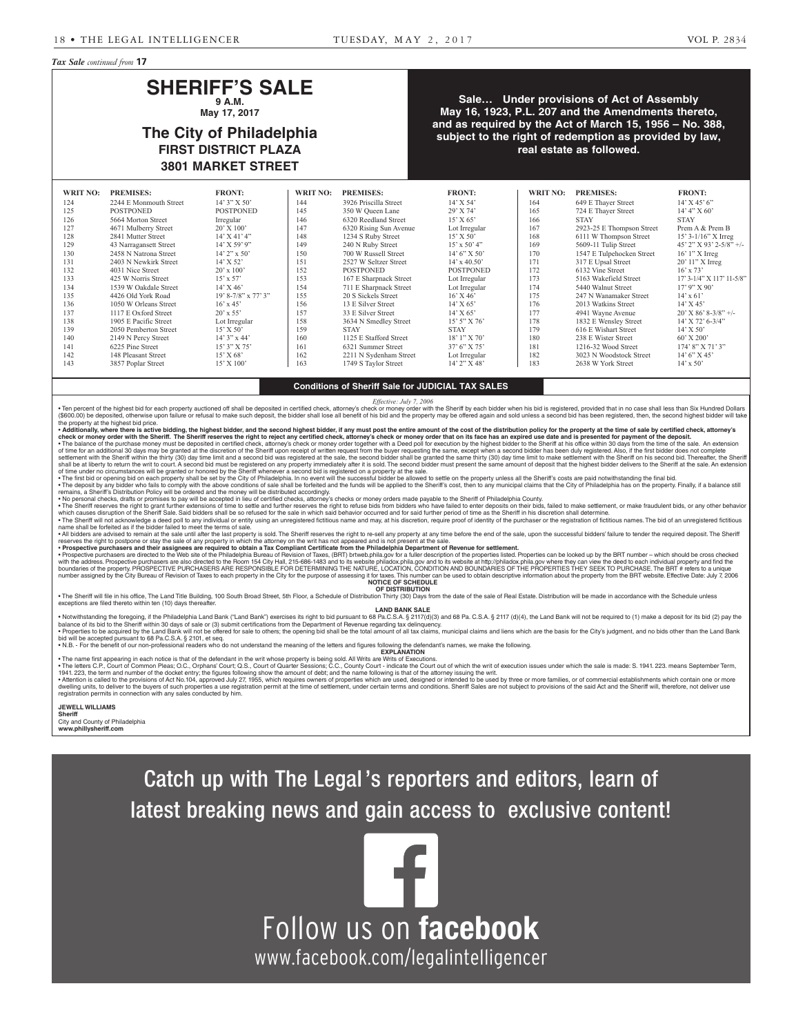*Tax Sale continued from* **17**

# SHERIFF'S SALE

**9 A.M.**

**May 17, 2017**

## The City of Philadelphia

**FIRST DISTRICT PLAZA**

**3801 MARKET STREET**

**Sale… Under provisions of Act of Assembly May 16, 1923, P.L. 207 and the Amendments thereto, and as required by the Act of March 15, 1956 – No. 388, subject to the right of redemption as provided by law, real estate as followed.**

| WRIT NO: | PREMISES: | FRONT: |
|---|---|---|
| 124 | 2244 E Monmouth Street | 14' 3" X 50' |
| 125 | POSTPONED | POSTPONED |
| 126 | 5664 Morton Street | Irregular |
| 127 | 4671 Mulberry Street | 20' X 100' |
| 128 | 2841 Mutter Street | 14' X 41' 4" |
| 129 | 43 Narragansett Street | 14' X 59' 9" |
| 130 | 2458 N Natrona Street | 14' 2" x 50' |
| 131 | 2403 N Newkirk Street | 14' X 52' |
| 132 | 4031 Nice Street | 20' x 100' |
| 133 | 425 W Norris Street | 15' x 57' |
| 134 | 1539 W Oakdale Street | 14' X 46' |
| 135 | 4426 Old York Road | 19' 8-7/8" x 77' 3" |
| 136 | 1050 W Orleans Street | 16' x 45' |
| 137 | 1117 E Oxford Street | 20' x 55' |
| 138 | 1905 E Pacific Street | Lot Irregular |
| 139 | 2050 Pemberton Street | 15' X 50' |
| 140 | 2149 N Percy Street | 14' 3" x 44' |
| 141 | 6225 Pine Street | 15' 3" X 75' |
| 142 | 148 Pleasant Street | 15' X 68' |
| 143 | 3857 Poplar Street | 15' X 100' |
| 144 | 3926 Priscilla Street | 14' X 54' |
| 145 | 350 W Queen Lane | 29' X 74' |
| 146 | 6320 Reedland Street | 15' X 65' |
| 147 | 6320 Rising Sun Avenue | Lot Irregular |
| 148 | 1234 S Ruby Street | 15' X 50' |
| 149 | 240 N Ruby Street | 15' x 50' 4" |
| 150 | 700 W Russell Street | 14' 6" X 50' |
| 151 | 2527 W Seltzer Street | 14' x 40.50' |
| 152 | POSTPONED | POSTPONED |
| 153 | 167 E Sharpnack Street | Lot Irregular |
| 154 | 711 E Sharpnack Street | Lot Irregular |
| 155 | 20 S Sickels Street | 16' X 46' |
| 156 | 13 E Silver Street | 14' X 65' |
| 157 | 33 E Silver Street | 14' X 65' |
| 158 | 3634 N Smedley Street | 15' 5" X 76' |
| 159 | STAY | STAY |
| 160 | 1125 E Stafford Street | 18' 1" X 70' |
| 161 | 6321 Summer Street | 37' 6" X 75' |
| 162 | 2211 N Sydenham Street | Lot Irregular |
| 163 | 1749 S Taylor Street | 14' 2" X 48' |
| 164 | 649 E Thayer Street | 14' X 45' 6" |
| 165 | 724 E Thayer Street | 14' 4" X 60' |
| 166 | STAY | STAY |
| 167 | 2923-25 E Thompson Street | Prem A & Prem B |
| 168 | 6111 W Thompson Street | 15' 3-1/16" X Irreg |
| 169 | 5609-11 Tulip Street | 45' 2" X 93' 2-5/8" +/- |
| 170 | 1547 E Tulpehocken Street | 16' 1" X Irreg |
| 171 | 317 E Upsal Street | 20' 11" X Irreg |
| 172 | 6132 Vine Street | 16' x 73' |
| 173 | 5163 Wakefield Street | 17' 3-1/4" X 117' 11-5/8" |
| 174 | 5440 Walnut Street | 17' 9" X 90' |
| 175 | 247 N Wanamaker Street | 14' x 61' |
| 176 | 2013 Watkins Street | 14' X 45' |
| 177 | 4941 Wayne Avenue | 20' X 86' 8-3/8" +/- |
| 178 | 1832 E Wensley Street | 14' X 72' 6-3/4" |
| 179 | 616 E Wishart Street | 14' X 50' |
| 180 | 238 E Wister Street | 60' X 200' |
| 181 | 1216-32 Wood Street | 174' 8" X 71' 3" |
| 182 | 3023 N Woodstock Street | 14' 6" X 45' |
| 183 | 2638 W York Street | 14' x 50' |

### Conditions of Sheriff Sale for JUDICIAL TAX SALES

*Effective: July 7, 2006*

• Ten percent of the highest bid for each property auctioned off shall be deposited in certified check, attorney's check or money order with the Sheriff by each bidder when his bid is registered, provided that in no case shall less than Six Hundred Dollars ($600.00) be deposited, otherwise upon failure or refusal to make such deposit, the bidder shall lose all benefit of his bid and the property may be offered again and sold unless a second bid has been registered, then, the second highest bidder will take the property at the highest bid price.

• **Additionally, where there is active bidding, the highest bidder, and the second highest bidder, if any must post the entire amount of the cost of the distribution policy for the property at the time of sale by certified check, attorney's check or money order with the Sheriff. The Sheriff reserves the right to reject any certified check, attorney's check or money order that on its face has an expired use date and is presented for payment of the deposit.**

• The balance of the purchase money must be deposited in certified check, attorney's check or money order together with a Deed poll for execution by the highest bidder to the Sheriff at his office within 30 days from the time of the sale. An extension of time for an additional 30 days may be granted at the discretion of the Sheriff upon receipt of written request from the buyer requesting the same, except when a second bidder has been duly registered. Also, if the first bidder does not complete settlement with the Sheriff within the thirty (30) day time limit and a second bid was registered at the sale, the second bidder shall be granted the same thirty (30) day time limit to make settlement with the Sheriff on his second bid. Thereafter, the Sheriff shall be at liberty to return the writ to court. A second bid must be registered on any property immediately after it is sold. The second bidder must present the same amount of deposit that the highest bidder delivers to the Sheriff at the sale. An extension of time under no circumstances will be granted or honored by the Sheriff whenever a second bid is registered on a property at the sale.

• The first bid or opening bid on each property shall be set by the City of Philadelphia. In no event will the successful bidder be allowed to settle on the property unless all the Sheriff's costs are paid notwithstanding the final bid.

• The deposit by any bidder who fails to comply with the above conditions of sale shall be forfeited and the funds will be applied to the Sheriff's cost, then to any municipal claims that the City of Philadelphia has on the property. Finally, if a balance still remains, a Sheriff's Distribution Policy will be ordered and the money will be distributed accordingly.

• No personal checks, drafts or promises to pay will be accepted in lieu of certified checks, attorney's checks or money orders made payable to the Sheriff of Philadelphia County.

• The Sheriff reserves the right to grant further extensions of time to settle and further reserves the right to refuse bids from bidders who have failed to enter deposits on their bids, failed to make settlement, or make fraudulent bids, or any other behavior which causes disruption of the Sheriff Sale. Said bidders shall be so refused for the sale in which said behavior occurred and for said further period of time as the Sheriff in his discretion shall determine.

• The Sheriff will not acknowledge a deed poll to any individual or entity using an unregistered fictitious name and may, at his discretion, require proof of identity of the purchaser or the registration of fictitious names. The bid of an unregistered fictitious name shall be forfeited as if the bidder failed to meet the terms of sale.

• All bidders are advised to remain at the sale until after the last property is sold. The Sheriff reserves the right to re-sell any property at any time before the end of the sale, upon the successful bidders' failure to tender the required deposit. The Sheriff reserves the right to postpone or stay the sale of any property in which the attorney on the writ has not appeared and is not present at the sale.

• **Prospective purchasers and their assignees are required to obtain a Tax Compliant Certificate from the Philadelphia Department of Revenue for settlement.**

• Prospective purchasers are directed to the Web site of the Philadelphia Bureau of Revision of Taxes, (BRT) brtweb.phila.gov for a fuller description of the properties listed. Properties can be looked up by the BRT number – which should be cross checked with the address. Prospective purchasers are also directed to the Room 154 City Hall, 215-686-1483 and to its website at http://philadox.phila.gov and to its website at http://philadox.phila.gov where they can view the deed to each individual property and find the boundaries of the property. PROSPECTIVE PURCHASERS ARE RESPONSIBLE FOR DETERMINING THE NATURE, LOCATION, CONDITION AND BOUNDARIES OF THE PROPERTIES THEY SEEK TO PURCHASE. The BRT # refers to a unique number assigned by the City Bureau of Revision of Taxes to each property in the City for the purpose of assessing it for taxes. This number can be used to obtain descriptive information about the property from the BRT website. Effective Date: July 7, 2006

**NOTICE OF SCHEDULE OF DISTRIBUTION**

• The Sheriff will file in his office, The Land Title Building, 100 South Broad Street, 5th Floor, a Schedule of Distribution Thirty (30) Days from the date of the sale of Real Estate. Distribution will be made in accordance with the Schedule unless exceptions are filed thereto within ten (10) days thereafter.

**LAND BANK SALE**

• Notwithstanding the foregoing, if the Philadelphia Land Bank ("Land Bank") exercises its right to bid pursuant to 68 Pa.C.S.A. § 2117(d)(3) and 68 Pa. C.S.A. § 2117 (d)(4), the Land Bank will not be required to (1) make a deposit for its bid (2) pay the balance of its bid to the Sheriff within 30 days of sale or (3) submit certifications from the Department of Revenue regarding tax delinquency.

• Properties to be acquired by the Land Bank will not be offered for sale to others; the opening bid shall be the total amount of all tax claims, municipal claims and liens which are the basis for the City's judgment, and no bids other than the Land Bank bid will be accepted pursuant to 68 Pa.C.S.A. § 2101, et seq.

• N.B. - For the benefit of our non-professional readers who do not understand the meaning of the letters and figures following the defendant's names, we make the following.

**EXPLANATION**

• The name first appearing in each notice is that of the defendant in the writ whose property is being sold. All Writs are Writs of Executions.

• The letters C.P., Court of Common Pleas; O.C., Orphans' Court; Q.S., Court of Quarter Sessions; C.C., County Court - indicate the Court out of which the writ of execution issues under which the sale is made: S. 1941. 223. means September Term, 1941. 223, the term and number of the docket entry; the figures following show the amount of debt; and the name following is that of the attorney issuing the writ.

• Attention is called to the provisions of Act No.104, approved July 27, 1955, which requires owners of properties which are used, designed or intended to be used by three or more families, or of commercial establishments which contain one or more dwelling units, to deliver to the buyers of such properties a use registration permit at the time of settlement, under certain terms and conditions. Sheriff Sales are not subject to provisions of the said Act and the Sheriff will, therefore, not deliver use registration permits in connection with any sales conducted by him.

**JEWELL WILLIAMS**
**Sheriff**
City and County of Philadelphia
**www.phillysheriff.com**

Catch up with The Legal's reporters and editors, learn of latest breaking news and gain access to exclusive content!

Follow us on **facebook**

www.facebook.com/legalintelligencer